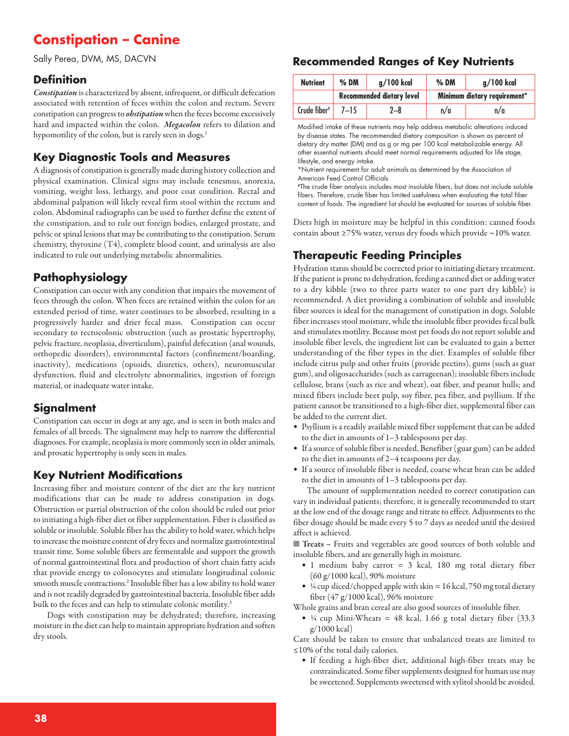# Constipation – Canine

Sally Perea, DVM, MS, DACVN

## Definition

***Constipation*** is characterized by absent, infrequent, or difficult defecation associated with retention of feces within the colon and rectum. Severe constipation can progress to ***obstipation*** when the feces become excessively hard and impacted within the colon. ***Megacolon*** refers to dilation and hypomotility of the colon, but is rarely seen in dogs.[1]

## Key Diagnostic Tools and Measures

A diagnosis of constipation is generally made during history collection and physical examination. Clinical signs may include tenesmus, anorexia, vomiting, weight loss, lethargy, and poor coat condition. Rectal and abdominal palpation will likely reveal firm stool within the rectum and colon. Abdominal radiographs can be used to further define the extent of the constipation, and to rule out foreign bodies, enlarged prostate, and pelvic or spinal lesions that may be contributing to the constipation. Serum chemistry, thyroxine (T4), complete blood count, and urinalysis are also indicated to rule out underlying metabolic abnormalities.

## Pathophysiology

Constipation can occur with any condition that impairs the movement of feces through the colon. When feces are retained within the colon for an extended period of time, water continues to be absorbed, resulting in a progressively harder and drier fecal mass. Constipation can occur secondary to rectocolonic obstruction (such as prostatic hypertrophy, pelvic fracture, neoplasia, diverticulum), painful defecation (anal wounds, orthopedic disorders), environmental factors (confinement/boarding, inactivity), medications (opioids, diuretics, others), neuromuscular dysfunction, fluid and electrolyte abnormalities, ingestion of foreign material, or inadequate water intake.

## Signalment

Constipation can occur in dogs at any age, and is seen in both males and females of all breeds. The signalment may help to narrow the differential diagnoses. For example, neoplasia is more commonly seen in older animals, and prosatic hypertrophy is only seen in males.

## Key Nutrient Modifications

Increasing fiber and moisture content of the diet are the key nutrient modifications that can be made to address constipation in dogs. Obstruction or partial obstruction of the colon should be ruled out prior to initiating a high-fiber diet or fiber supplementation. Fiber is classified as soluble or insoluble. Soluble fiber has the ability to hold water, which helps to increase the moisture content of dry feces and normalize gastrointestinal transit time. Some soluble fibers are fermentable and support the growth of normal gastrointestinal flora and production of short chain fatty acids that provide energy to colonocytes and stimulate longitudinal colonic smooth muscle contractions.[2] Insoluble fiber has a low ability to hold water and is not readily degraded by gastrointestinal bacteria. Insoluble fiber adds bulk to the feces and can help to stimulate colonic motility.[3]

Dogs with constipation may be dehydrated; therefore, increasing moisture in the diet can help to maintain appropriate hydration and soften dry stools.

## Recommended Ranges of Key Nutrients

| Nutrient | % DM | g/100 kcal | % DM | g/100 kcal |
|---|---|---|---|---|
| | Recommended dietary level | | Minimum dietary requirement* | |
| Crude fiber# | 7–15 | 2–8 | n/a | n/a |

Modified intake of these nutrients may help address metabolic alterations induced by disease states. The recommended dietary composition is shown as percent of dietary dry matter (DM) and as g or mg per 100 kcal metabolizable energy. All other essential nutrients should meet normal requirements adjusted for life stage, lifestyle, and energy intake.

*Nutrient requirement for adult animals as determined by the Association of American Feed Control Officials

#The crude fiber analysis includes most insoluble fibers, but does not include soluble fibers. Therefore, crude fiber has limited usefulness when evaluating the total fiber content of foods. The ingredient list should be evaluated for sources of soluble fiber.

Diets high in moisture may be helpful in this condition: canned foods contain about ≥75% water, versus dry foods which provide ~10% water.

## Therapeutic Feeding Principles

Hydration status should be corrected prior to initiating dietary treatment. If the patient is prone to dehydration, feeding a canned diet or adding water to a dry kibble (two to three parts water to one part dry kibble) is recommended. A diet providing a combination of soluble and insoluble fiber sources is ideal for the management of constipation in dogs. Soluble fiber increases stool moisture, while the insoluble fiber provides fecal bulk and stimulates motility. Because most pet foods do not report soluble and insoluble fiber levels, the ingredient list can be evaluated to gain a better understanding of the fiber types in the diet. Examples of soluble fiber include citrus pulp and other fruits (provide pectins), gums (such as guar gum), and oligosaccharides (such as carrageenan); insoluble fibers include cellulose, brans (such as rice and wheat), oat fiber, and peanut hulls; and mixed fibers include beet pulp, soy fiber, pea fiber, and psyllium. If the patient cannot be transitioned to a high-fiber diet, supplemental fiber can be added to the current diet.

- Psyllium is a readily available mixed fiber supplement that can be added to the diet in amounts of 1–3 tablespoons per day.
- If a source of soluble fiber is needed, Benefiber (guar gum) can be added to the diet in amounts of 2–4 teaspoons per day.
- If a source of insoluble fiber is needed, coarse wheat bran can be added to the diet in amounts of 1–3 tablespoons per day.

The amount of supplementation needed to correct constipation can vary in individual patients; therefore, it is generally recommended to start at the low end of the dosage range and titrate to effect. Adjustments to the fiber dosage should be made every 5 to 7 days as needed until the desired affect is achieved.

■ **Treats** – Fruits and vegetables are good sources of both soluble and insoluble fibers, and are generally high in moisture.

- 1 medium baby carrot = 3 kcal, 180 mg total dietary fiber (60 g/1000 kcal), 90% moisture
- ¼ cup sliced/chopped apple with skin = 16 kcal, 750 mg total dietary fiber (47 g/1000 kcal), 96% moisture

Whole grains and bran cereal are also good sources of insoluble fiber.

- ¼ cup Mini-Wheats = 48 kcal, 1.66 g total dietary fiber (33.3 g/1000 kcal)

Care should be taken to ensure that unbalanced treats are limited to ≤10% of the total daily calories.

- If feeding a high-fiber diet, additional high-fiber treats may be contraindicated. Some fiber supplements designed for human use may be sweetened. Supplements sweetened with xylitol should be avoided.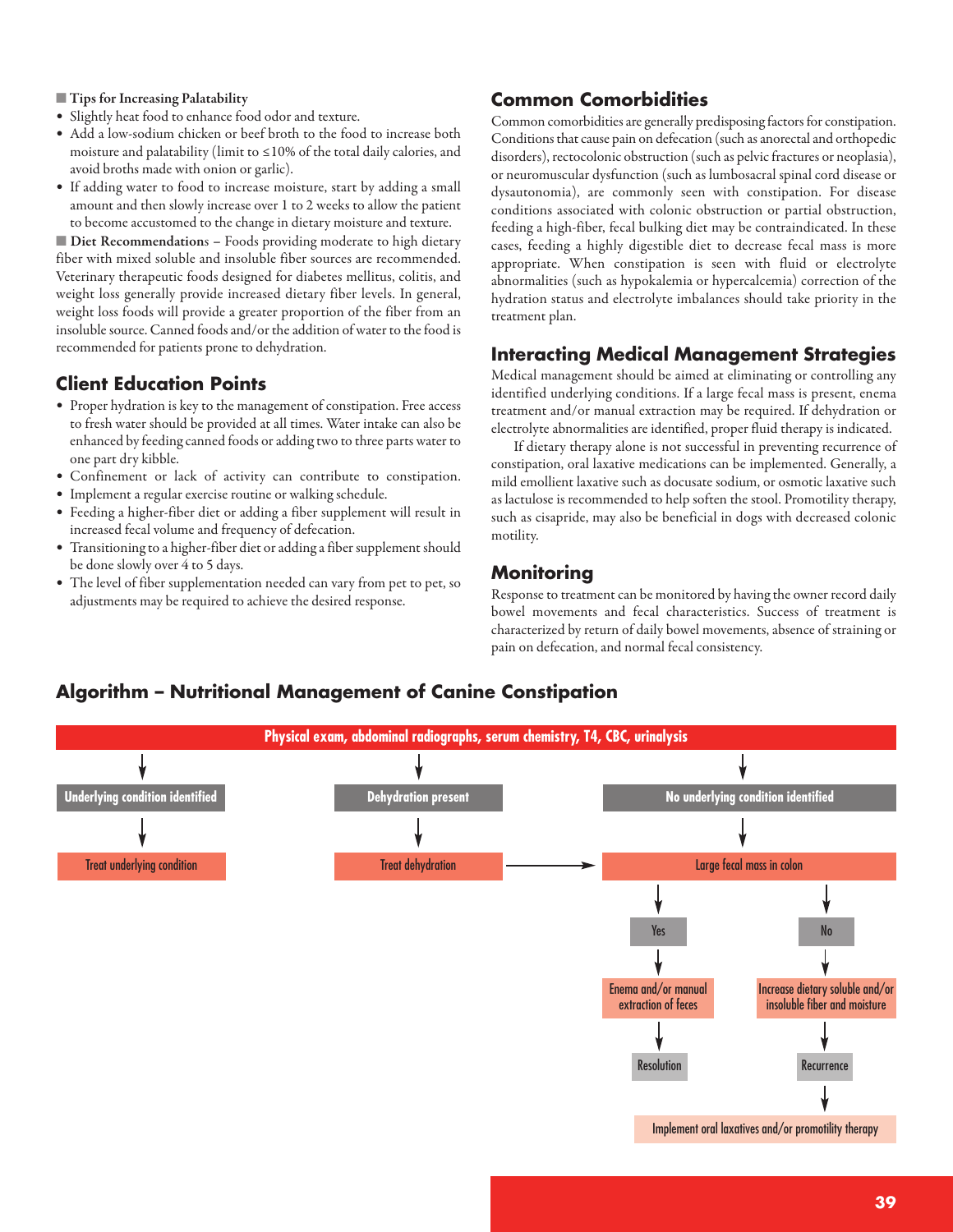**Tips for Increasing Palatability**

- Slightly heat food to enhance food odor and texture.
- Add a low-sodium chicken or beef broth to the food to increase both moisture and palatability (limit to ≤10% of the total daily calories, and avoid broths made with onion or garlic).
- If adding water to food to increase moisture, start by adding a small amount and then slowly increase over 1 to 2 weeks to allow the patient to become accustomed to the change in dietary moisture and texture.

**Diet Recommendations** – Foods providing moderate to high dietary fiber with mixed soluble and insoluble fiber sources are recommended. Veterinary therapeutic foods designed for diabetes mellitus, colitis, and weight loss generally provide increased dietary fiber levels. In general, weight loss foods will provide a greater proportion of the fiber from an insoluble source. Canned foods and/or the addition of water to the food is recommended for patients prone to dehydration.

## Client Education Points

- Proper hydration is key to the management of constipation. Free access to fresh water should be provided at all times. Water intake can also be enhanced by feeding canned foods or adding two to three parts water to one part dry kibble.
- Confinement or lack of activity can contribute to constipation.
- Implement a regular exercise routine or walking schedule.
- Feeding a higher-fiber diet or adding a fiber supplement will result in increased fecal volume and frequency of defecation.
- Transitioning to a higher-fiber diet or adding a fiber supplement should be done slowly over 4 to 5 days.
- The level of fiber supplementation needed can vary from pet to pet, so adjustments may be required to achieve the desired response.

## Common Comorbidities

Common comorbidities are generally predisposing factors for constipation. Conditions that cause pain on defecation (such as anorectal and orthopedic disorders), rectocolonic obstruction (such as pelvic fractures or neoplasia), or neuromuscular dysfunction (such as lumbosacral spinal cord disease or dysautonomia), are commonly seen with constipation. For disease conditions associated with colonic obstruction or partial obstruction, feeding a high-fiber, fecal bulking diet may be contraindicated. In these cases, feeding a highly digestible diet to decrease fecal mass is more appropriate. When constipation is seen with fluid or electrolyte abnormalities (such as hypokalemia or hypercalcemia) correction of the hydration status and electrolyte imbalances should take priority in the treatment plan.

## Interacting Medical Management Strategies

Medical management should be aimed at eliminating or controlling any identified underlying conditions. If a large fecal mass is present, enema treatment and/or manual extraction may be required. If dehydration or electrolyte abnormalities are identified, proper fluid therapy is indicated.

If dietary therapy alone is not successful in preventing recurrence of constipation, oral laxative medications can be implemented. Generally, a mild emollient laxative such as docusate sodium, or osmotic laxative such as lactulose is recommended to help soften the stool. Promotility therapy, such as cisapride, may also be beneficial in dogs with decreased colonic motility.

## Monitoring

Response to treatment can be monitored by having the owner record daily bowel movements and fecal characteristics. Success of treatment is characterized by return of daily bowel movements, absence of straining or pain on defecation, and normal fecal consistency.

## Algorithm – Nutritional Management of Canine Constipation

Physical exam, abdominal radiographs, serum chemistry, T4, CBC, urinalysis

Underlying condition identified

Treat underlying condition

Dehydration present

Treat dehydration

No underlying condition identified

Large fecal mass in colon

Yes

Enema and/or manual extraction of feces

Resolution

No

Increase dietary soluble and/or insoluble fiber and moisture

Recurrence

Implement oral laxatives and/or promotility therapy